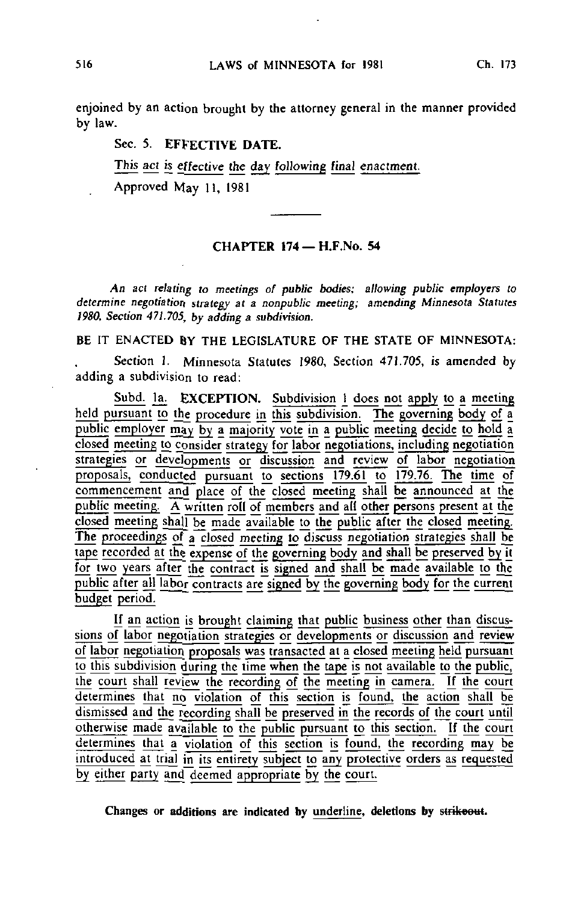enjoined by an action brought by the attorney general in the manner provided by law.

Sec. 5. **EFFECTIVE DATE.**

This act is effective the day following final enactment.

Approved May 11, 1981

---

## CHAPTER 174 — H.F.No. 54

*An act relating to meetings of public bodies; allowing public employers to determine negotiation strategy at a nonpublic meeting; amending Minnesota Statutes 1980, Section 471.705, by adding a subdivision.*

BE IT ENACTED BY THE LEGISLATURE OF THE STATE OF MINNESOTA:

Section 1. Minnesota Statutes 1980, Section 471.705, is amended by adding a subdivision to read:

Subd. 1a. **EXCEPTION.** Subdivision 1 does not apply to a meeting held pursuant to the procedure in this subdivision. The governing body of a public employer may by a majority vote in a public meeting decide to hold a closed meeting to consider strategy for labor negotiations, including negotiation strategies or developments or discussion and review of labor negotiation proposals, conducted pursuant to sections 179.61 to 179.76. The time of commencement and place of the closed meeting shall be announced at the public meeting. A written roll of members and all other persons present at the closed meeting shall be made available to the public after the closed meeting. The proceedings of a closed meeting to discuss negotiation strategies shall be tape recorded at the expense of the governing body and shall be preserved by it for two years after the contract is signed and shall be made available to the public after all labor contracts are signed by the governing body for the current budget period.

If an action is brought claiming that public business other than discussions of labor negotiation strategies or developments or discussion and review of labor negotiation proposals was transacted at a closed meeting held pursuant to this subdivision during the time when the tape is not available to the public, the court shall review the recording of the meeting in camera. If the court determines that no violation of this section is found, the action shall be dismissed and the recording shall be preserved in the records of the court until otherwise made available to the public pursuant to this section. If the court determines that a violation of this section is found, the recording may be introduced at trial in its entirety subject to any protective orders as requested by either party and deemed appropriate by the court.

**Changes or additions are indicated by underline, deletions by ~~strikeout~~.**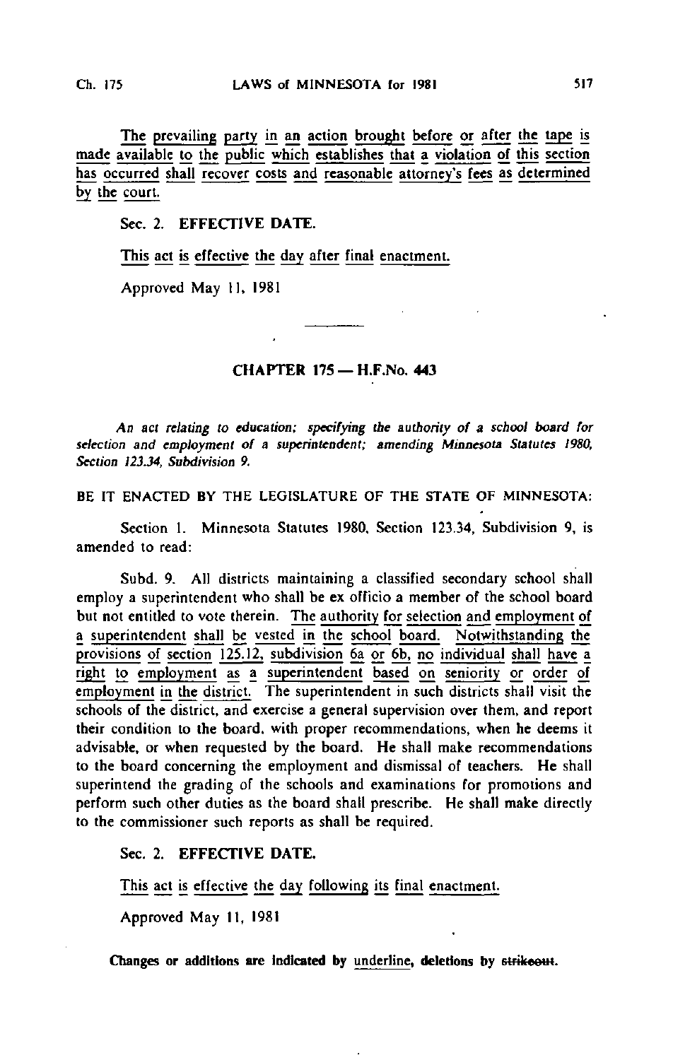The prevailing party in an action brought before or after the tape is made available to the public which establishes that a violation of this section has occurred shall recover costs and reasonable attorney's fees as determined by the court.

Sec. 2. **EFFECTIVE DATE.**

This act is effective the day after final enactment.

Approved May 11, 1981

---

## CHAPTER 175 — H.F.No. 443

*An act relating to education; specifying the authority of a school board for selection and employment of a superintendent; amending Minnesota Statutes 1980, Section 123.34, Subdivision 9.*

BE IT ENACTED BY THE LEGISLATURE OF THE STATE OF MINNESOTA:

Section 1. Minnesota Statutes 1980, Section 123.34, Subdivision 9, is amended to read:

Subd. 9. All districts maintaining a classified secondary school shall employ a superintendent who shall be ex officio a member of the school board but not entitled to vote therein. The authority for selection and employment of a superintendent shall be vested in the school board. Notwithstanding the provisions of section 125.12, subdivision 6a or 6b, no individual shall have a right to employment as a superintendent based on seniority or order of employment in the district. The superintendent in such districts shall visit the schools of the district, and exercise a general supervision over them, and report their condition to the board, with proper recommendations, when he deems it advisable, or when requested by the board. He shall make recommendations to the board concerning the employment and dismissal of teachers. He shall superintend the grading of the schools and examinations for promotions and perform such other duties as the board shall prescribe. He shall make directly to the commissioner such reports as shall be required.

Sec. 2. **EFFECTIVE DATE.**

This act is effective the day following its final enactment.

Approved May 11, 1981

**Changes or additions are indicated by underline, deletions by ~~strikeout~~.**